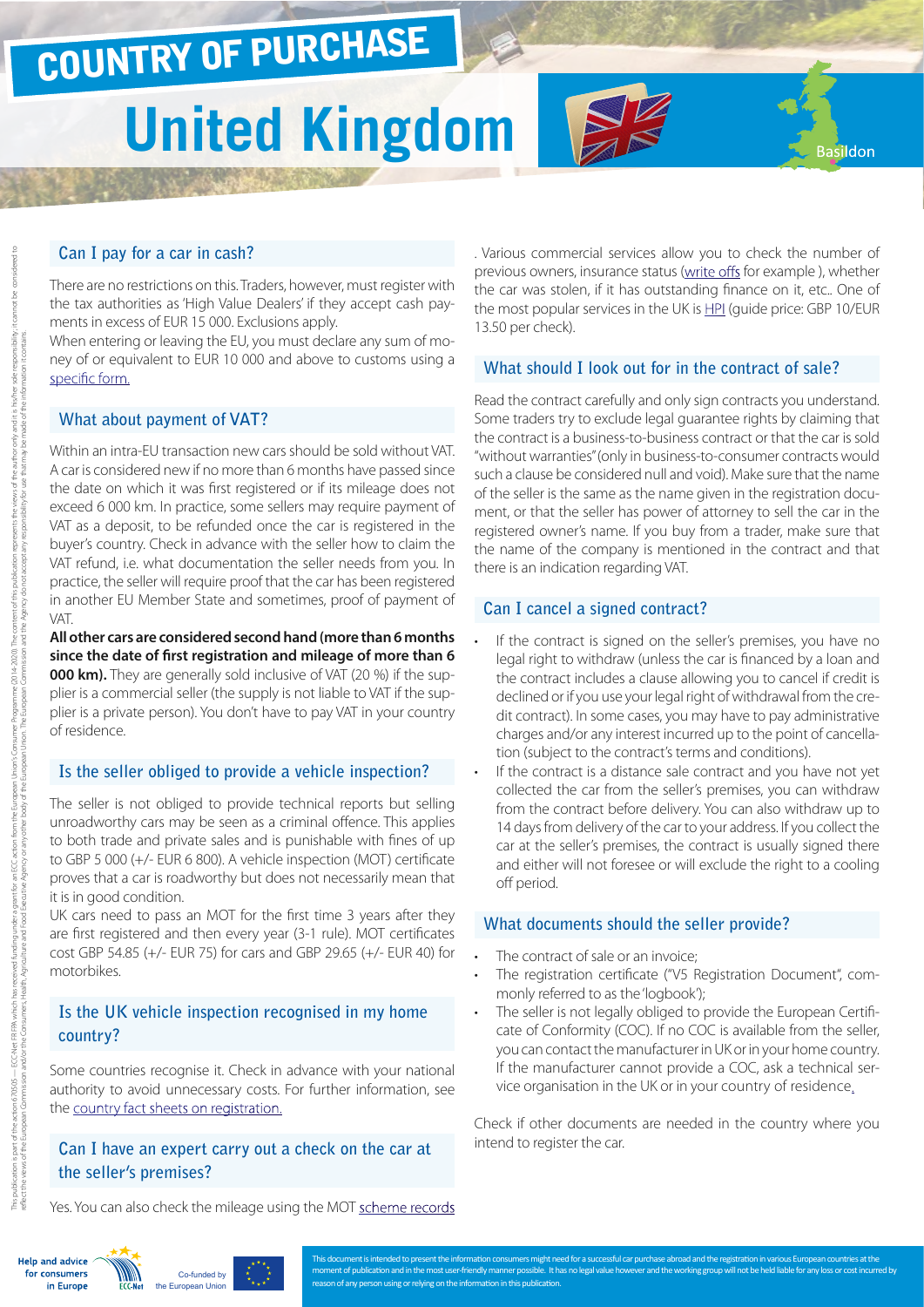# COUNTRY OF PURCHASE

# United Kingdom

Basildon

## Can I pay for a car in cash?

There are no restrictions on this. Traders, however, must register with the tax authorities as 'High Value Dealers' if they accept cash payments in excess of EUR 15 000. Exclusions apply.

When entering or leaving the EU, you must declare any sum of money of or equivalent to EUR 10 000 and above to customs using a specific form.

## What about payment of VAT?

Within an intra-EU transaction new cars should be sold without VAT. A car is considered new if no more than 6 months have passed since the date on which it was first registered or if its mileage does not exceed 6 000 km. In practice, some sellers may require payment of VAT as a deposit, to be refunded once the car is registered in the buyer's country. Check in advance with the seller how to claim the VAT refund, i.e. what documentation the seller needs from you. In practice, the seller will require proof that the car has been registered in another EU Member State and sometimes, proof of payment of VAT.

**All other cars are considered second hand (more than 6 months since the date of first registration and mileage of more than 6 000 km).** They are generally sold inclusive of VAT (20 %) if the supplier is a commercial seller (the supply is not liable to VAT if the supplier is a private person). You don't have to pay VAT in your country of residence.

## Is the seller obliged to provide a vehicle inspection?

The seller is not obliged to provide technical reports but selling unroadworthy cars may be seen as a criminal offence. This applies to both trade and private sales and is punishable with fines of up to GBP 5 000 (+/- EUR 6 800). A vehicle inspection (MOT) certificate proves that a car is roadworthy but does not necessarily mean that it is in good condition.

UK cars need to pass an MOT for the first time 3 years after they are first registered and then every year (3-1 rule). MOT certificates cost GBP 54.85 (+/- EUR 75) for cars and GBP 29.65 (+/- EUR 40) for motorbikes.

## Is the UK vehicle inspection recognised in my home country?

Some countries recognise it. Check in advance with your national authority to avoid unnecessary costs. For further information, see the country fact sheets on registration.

## Can I have an expert carry out a check on the car at the seller's premises?

Yes. You can also check the mileage using the MOT scheme records. Various commercial services allow you to check the number of previous owners, insurance status (write offs for example ), whether the car was stolen, if it has outstanding finance on it, etc.. One of the most popular services in the UK is HPI (guide price: GBP 10/EUR 13.50 per check).

## What should I look out for in the contract of sale?

Read the contract carefully and only sign contracts you understand. Some traders try to exclude legal guarantee rights by claiming that the contract is a business-to-business contract or that the car is sold "without warranties" (only in business-to-consumer contracts would such a clause be considered null and void). Make sure that the name of the seller is the same as the name given in the registration document, or that the seller has power of attorney to sell the car in the registered owner's name. If you buy from a trader, make sure that the name of the company is mentioned in the contract and that there is an indication regarding VAT.

## Can I cancel a signed contract?

- If the contract is signed on the seller's premises, you have no legal right to withdraw (unless the car is financed by a loan and the contract includes a clause allowing you to cancel if credit is declined or if you use your legal right of withdrawal from the credit contract). In some cases, you may have to pay administrative charges and/or any interest incurred up to the point of cancellation (subject to the contract's terms and conditions).
- If the contract is a distance sale contract and you have not yet collected the car from the seller's premises, you can withdraw from the contract before delivery. You can also withdraw up to 14 days from delivery of the car to your address. If you collect the car at the seller's premises, the contract is usually signed there and either will not foresee or will exclude the right to a cooling off period.

## What documents should the seller provide?

- The contract of sale or an invoice;
- The registration certificate ("V5 Registration Document", commonly referred to as the 'logbook');
- The seller is not legally obliged to provide the European Certificate of Conformity (COC). If no COC is available from the seller, you can contact the manufacturer in UK or in your home country. If the manufacturer cannot provide a COC, ask a technical service organisation in the UK or in your country of residence.

Check if other documents are needed in the country where you intend to register the car.

This document is intended to present the information consumers might need for a successful car purchase abroad and the registration in various European countries at the moment of publication and in the most user-friendly manner possible. It has no legal value however and the working group will not be held liable for any loss or cost incurred by reason of any person using or relying on the information in this publication.

Help and advice for consumers in Europe — ECC-Net — Co-funded by the European Union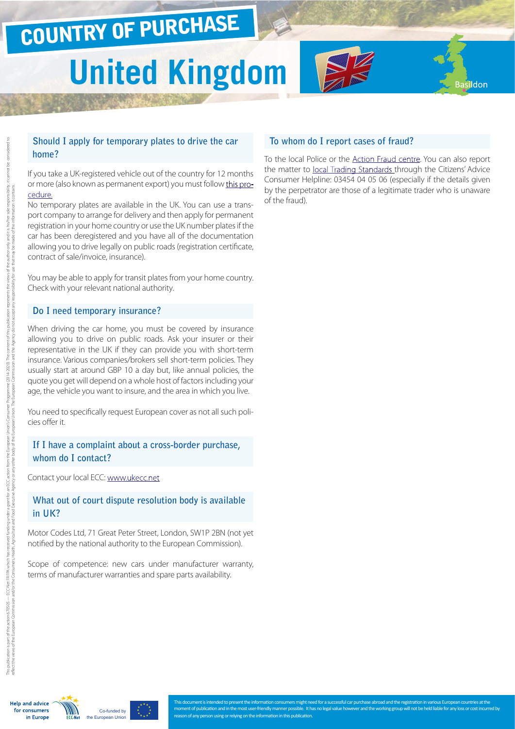# COUNTRY OF PURCHASE

# United Kingdom

Basildon

## Should I apply for temporary plates to drive the car home?

If you take a UK-registered vehicle out of the country for 12 months or more (also known as permanent export) you must follow this procedure.

No temporary plates are available in the UK. You can use a transport company to arrange for delivery and then apply for permanent registration in your home country or use the UK number plates if the car has been deregistered and you have all of the documentation allowing you to drive legally on public roads (registration certificate, contract of sale/invoice, insurance).

You may be able to apply for transit plates from your home country. Check with your relevant national authority.

## Do I need temporary insurance?

When driving the car home, you must be covered by insurance allowing you to drive on public roads. Ask your insurer or their representative in the UK if they can provide you with short-term insurance. Various companies/brokers sell short-term policies. They usually start at around GBP 10 a day but, like annual policies, the quote you get will depend on a whole host of factors including your age, the vehicle you want to insure, and the area in which you live.

You need to specifically request European cover as not all such policies offer it.

## If I have a complaint about a cross-border purchase, whom do I contact?

Contact your local ECC: www.ukecc.net

## What out of court dispute resolution body is available in UK?

Motor Codes Ltd, 71 Great Peter Street, London, SW1P 2BN (not yet notified by the national authority to the European Commission).

Scope of competence: new cars under manufacturer warranty, terms of manufacturer warranties and spare parts availability.

## To whom do I report cases of fraud?

To the local Police or the Action Fraud centre. You can also report the matter to local Trading Standards through the Citizens' Advice Consumer Helpline: 03454 04 05 06 (especially if the details given by the perpetrator are those of a legitimate trader who is unaware of the fraud).

This publication is part of the action 670505 — ECC-Net FR FPA which has received funding under a grant for an ECC action from the European Union's Consumer Programme (2014-2020). The content of this publication represents the views of the author only and it is his/her sole responsibility; it cannot be considered to reflect the views of the European Commission and/or the Consumers, Health, Agriculture and Food Executive Agency or any other body of the European Union. The European Commission and the Agency do not accept any responsibility for use that may be made of the information it contains.

Help and advice for consumers in Europe

ECC-Net

Co-funded by the European Union

This document is intended to present the information consumers might need for a successful car purchase abroad and the registration in various European countries at the moment of publication and in the most user-friendly manner possible. It has no legal value however and the working group will not be held liable for any loss or cost incurred by reason of any person using or relying on the information in this publication.